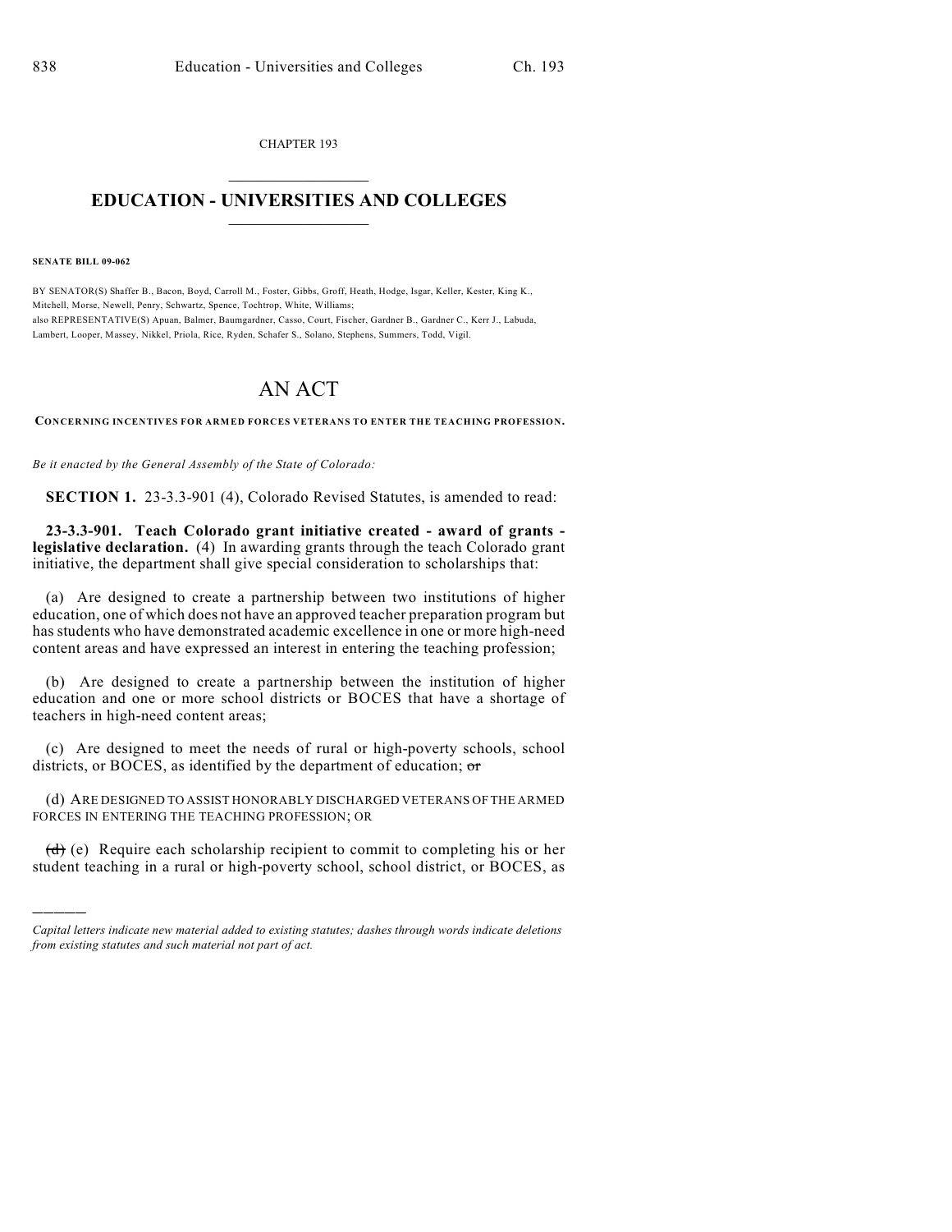CHAPTER 193

# EDUCATION - UNIVERSITIES AND COLLEGES

**SENATE BILL 09-062**

BY SENATOR(S) Shaffer B., Bacon, Boyd, Carroll M., Foster, Gibbs, Groff, Heath, Hodge, Isgar, Keller, Kester, King K., Mitchell, Morse, Newell, Penry, Schwartz, Spence, Tochtrop, White, Williams;
also REPRESENTATIVE(S) Apuan, Balmer, Baumgardner, Casso, Court, Fischer, Gardner B., Gardner C., Kerr J., Labuda, Lambert, Looper, Massey, Nikkel, Priola, Rice, Ryden, Schafer S., Solano, Stephens, Summers, Todd, Vigil.

# AN ACT

**CONCERNING INCENTIVES FOR ARMED FORCES VETERANS TO ENTER THE TEACHING PROFESSION.**

*Be it enacted by the General Assembly of the State of Colorado:*

**SECTION 1.** 23-3.3-901 (4), Colorado Revised Statutes, is amended to read:

**23-3.3-901. Teach Colorado grant initiative created - award of grants - legislative declaration.** (4) In awarding grants through the teach Colorado grant initiative, the department shall give special consideration to scholarships that:

(a) Are designed to create a partnership between two institutions of higher education, one of which does not have an approved teacher preparation program but has students who have demonstrated academic excellence in one or more high-need content areas and have expressed an interest in entering the teaching profession;

(b) Are designed to create a partnership between the institution of higher education and one or more school districts or BOCES that have a shortage of teachers in high-need content areas;

(c) Are designed to meet the needs of rural or high-poverty schools, school districts, or BOCES, as identified by the department of education; ~~or~~

(d) ARE DESIGNED TO ASSIST HONORABLY DISCHARGED VETERANS OF THE ARMED FORCES IN ENTERING THE TEACHING PROFESSION; OR

~~(d)~~ (e) Require each scholarship recipient to commit to completing his or her student teaching in a rural or high-poverty school, school district, or BOCES, as

*Capital letters indicate new material added to existing statutes; dashes through words indicate deletions from existing statutes and such material not part of act.*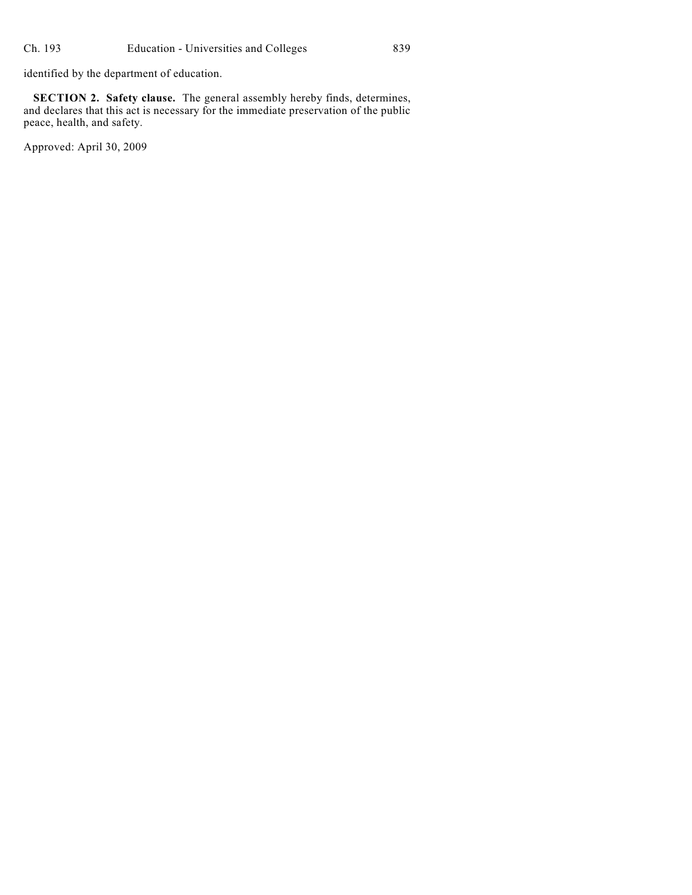identified by the department of education.

**SECTION 2. Safety clause.** The general assembly hereby finds, determines, and declares that this act is necessary for the immediate preservation of the public peace, health, and safety.

Approved: April 30, 2009